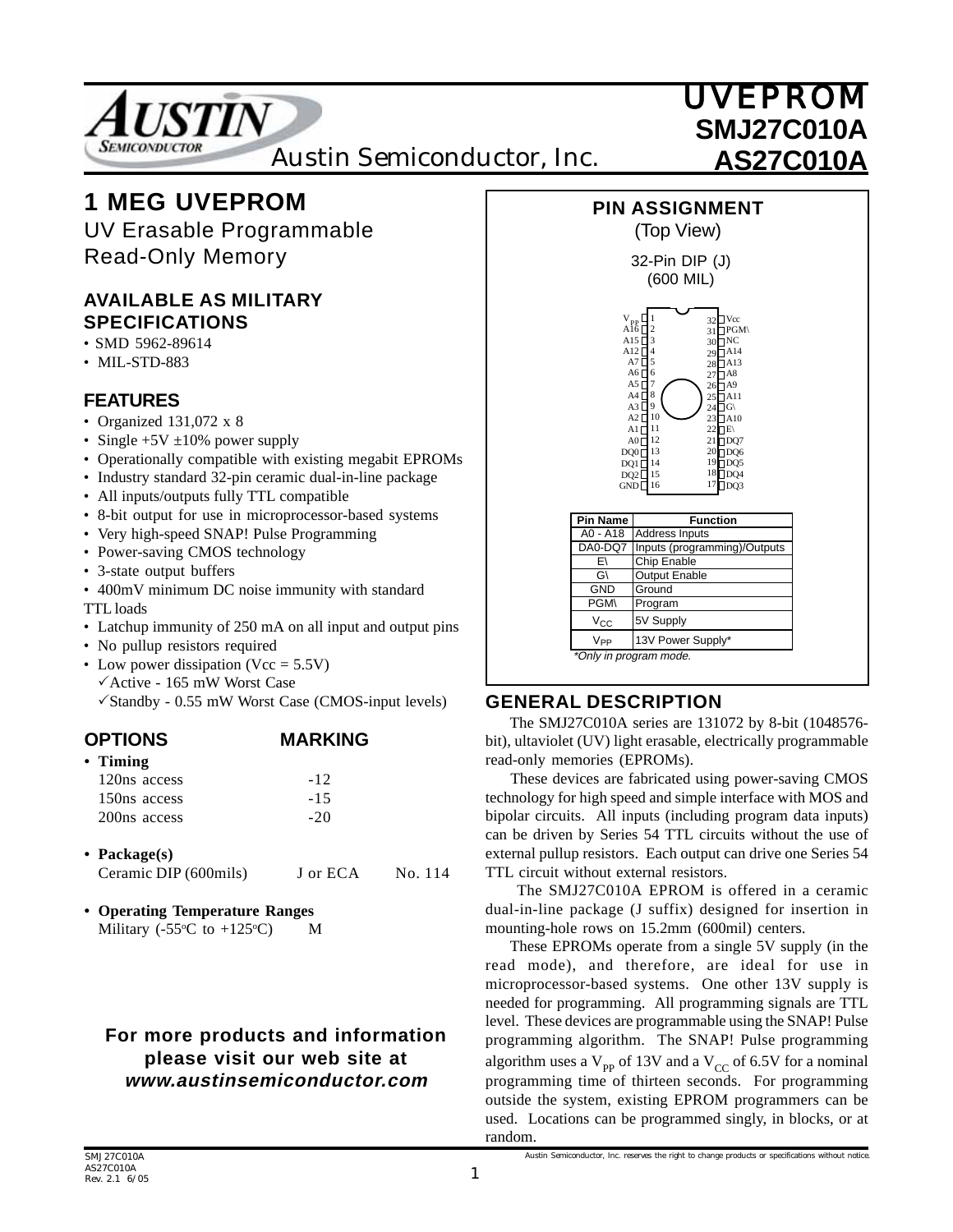# UVEPROM

## SMJ27C010A
## AS27C010A

Austin Semiconductor, Inc.

# 1 MEG UVEPROM

UV Erasable Programmable Read-Only Memory

## AVAILABLE AS MILITARY SPECIFICATIONS

- SMD 5962-89614
- MIL-STD-883

## FEATURES

- Organized 131,072 x 8
- Single +5V ±10% power supply
- Operationally compatible with existing megabit EPROMs
- Industry standard 32-pin ceramic dual-in-line package
- All inputs/outputs fully TTL compatible
- 8-bit output for use in microprocessor-based systems
- Very high-speed SNAP! Pulse Programming
- Power-saving CMOS technology
- 3-state output buffers
- 400mV minimum DC noise immunity with standard TTL loads
- Latchup immunity of 250 mA on all input and output pins
- No pullup resistors required
- Low power dissipation (Vcc = 5.5V)
  - ✓Active - 165 mW Worst Case
  - ✓Standby - 0.55 mW Worst Case (CMOS-input levels)

## OPTIONS — MARKING

- **Timing**

| Option | Marking |
|---|---|
| 120ns access | -12 |
| 150ns access | -15 |
| 200ns access | -20 |

- **Package(s)**

| Option | Marking | |
|---|---|---|
| Ceramic DIP (600mils) | J or ECA | No. 114 |

- **Operating Temperature Ranges**

| Option | Marking |
|---|---|
| Military (-55°C to +125°C) | M |

**For more products and information please visit our web site at *www.austinsemiconductor.com***

## PIN ASSIGNMENT

(Top View)

32-Pin DIP (J)
(600 MIL)

| Pin | Name | Pin | Name |
|---|---|---|---|
| 1 | $V_{PP}$ | 32 | Vcc |
| 2 | A16 | 31 | PGM\ |
| 3 | A15 | 30 | NC |
| 4 | A12 | 29 | A14 |
| 5 | A7 | 28 | A13 |
| 6 | A6 | 27 | A8 |
| 7 | A5 | 26 | A9 |
| 8 | A4 | 25 | A11 |
| 9 | A3 | 24 | G\ |
| 10 | A2 | 23 | A10 |
| 11 | A1 | 22 | E\ |
| 12 | A0 | 21 | DQ7 |
| 13 | DQ0 | 20 | DQ6 |
| 14 | DQ1 | 19 | DQ5 |
| 15 | DQ2 | 18 | DQ4 |
| 16 | GND | 17 | DQ3 |

| Pin Name | Function |
|---|---|
| A0 - A18 | Address Inputs |
| DA0-DQ7 | Inputs (programming)/Outputs |
| E\ | Chip Enable |
| G\ | Output Enable |
| GND | Ground |
| PGM\ | Program |
| $V_{CC}$ | 5V Supply |
| $V_{PP}$ | 13V Power Supply* |

*Only in program mode.

## GENERAL DESCRIPTION

The SMJ27C010A series are 131072 by 8-bit (1048576-bit), ultaviolet (UV) light erasable, electrically programmable read-only memories (EPROMs).

These devices are fabricated using power-saving CMOS technology for high speed and simple interface with MOS and bipolar circuits. All inputs (including program data inputs) can be driven by Series 54 TTL circuits without the use of external pullup resistors. Each output can drive one Series 54 TTL circuit without external resistors.

The SMJ27C010A EPROM is offered in a ceramic dual-in-line package (J suffix) designed for insertion in mounting-hole rows on 15.2mm (600mil) centers.

These EPROMs operate from a single 5V supply (in the read mode), and therefore, are ideal for use in microprocessor-based systems. One other 13V supply is needed for programming. All programming signals are TTL level. These devices are programmable using the SNAP! Pulse programming algorithm. The SNAP! Pulse programming algorithm uses a $V_{PP}$ of 13V and a $V_{CC}$ of 6.5V for a nominal programming time of thirteen seconds. For programming outside the system, existing EPROM programmers can be used. Locations can be programmed singly, in blocks, or at random.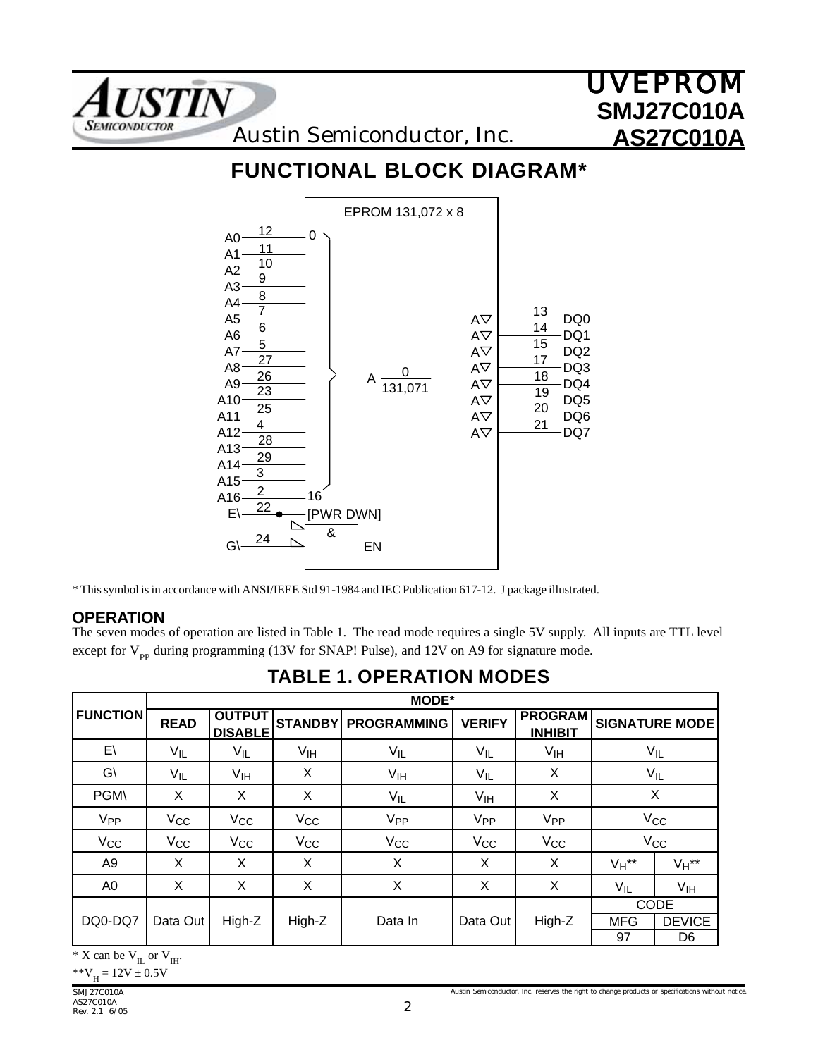## FUNCTIONAL BLOCK DIAGRAM*

EPROM 131,072 x 8

A0 12, A1 11, A2 10, A3 9, A4 8, A5 7, A6 6, A7 5, A8 27, A9 26, A10 23, A11 25, A12 4, A13 28, A14 29, A15 3, A16 2 — A $\frac{0}{131,071}$ (0 … 16)

E\ 22 — [PWR DWN]

G\ 24 — & EN

DQ0 13, DQ1 14, DQ2 15, DQ3 17, DQ4 18, DQ5 19, DQ6 20, DQ7 21

* This symbol is in accordance with ANSI/IEEE Std 91-1984 and IEC Publication 617-12. J package illustrated.

### OPERATION

The seven modes of operation are listed in Table 1. The read mode requires a single 5V supply. All inputs are TTL level except for $V_{PP}$ during programming (13V for SNAP! Pulse), and 12V on A9 for signature mode.

## TABLE 1. OPERATION MODES

| FUNCTION | MODE* | | | | | | | |
|---|---|---|---|---|---|---|---|---|
| | READ | OUTPUT DISABLE | STANDBY | PROGRAMMING | VERIFY | PROGRAM INHIBIT | SIGNATURE MODE | |
| E\ | $V_{IL}$ | $V_{IL}$ | $V_{IH}$ | $V_{IL}$ | $V_{IL}$ | $V_{IH}$ | $V_{IL}$ | |
| G\ | $V_{IL}$ | $V_{IH}$ | X | $V_{IH}$ | $V_{IL}$ | X | $V_{IL}$ | |
| PGM\ | X | X | X | $V_{IL}$ | $V_{IH}$ | X | X | |
| $V_{PP}$ | $V_{CC}$ | $V_{CC}$ | $V_{CC}$ | $V_{PP}$ | $V_{PP}$ | $V_{PP}$ | $V_{CC}$ | |
| $V_{CC}$ | $V_{CC}$ | $V_{CC}$ | $V_{CC}$ | $V_{CC}$ | $V_{CC}$ | $V_{CC}$ | $V_{CC}$ | |
| A9 | X | X | X | X | X | X | $V_H$** | $V_H$** |
| A0 | X | X | X | X | X | X | $V_{IL}$ | $V_{IH}$ |
| DQ0-DQ7 | Data Out | High-Z | High-Z | Data In | Data Out | High-Z | CODE | |
| | | | | | | | MFG | DEVICE |
| | | | | | | | 97 | D6 |

* X can be $V_{IL}$ or $V_{IH}$.

**$V_H$ = 12V ± 0.5V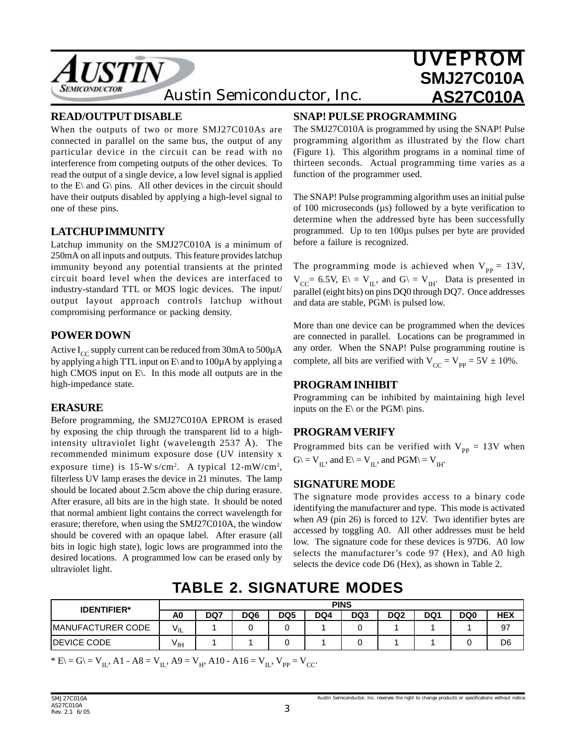## READ/OUTPUT DISABLE

When the outputs of two or more SMJ27C010As are connected in parallel on the same bus, the output of any particular device in the circuit can be read with no interference from competing outputs of the other devices. To read the output of a single device, a low level signal is applied to the E\ and G\ pins. All other devices in the circuit should have their outputs disabled by applying a high-level signal to one of these pins.

## LATCHUP IMMUNITY

Latchup immunity on the SMJ27C010A is a minimum of 250mA on all inputs and outputs. This feature provides latchup immunity beyond any potential transients at the printed circuit board level when the devices are interfaced to industry-standard TTL or MOS logic devices. The input/output layout approach controls latchup without compromising performance or packing density.

## POWER DOWN

Active $I_{CC}$ supply current can be reduced from 30mA to 500µA by applying a high TTL input on E\ and to 100µA by applying a high CMOS input on E\. In this mode all outputs are in the high-impedance state.

## ERASURE

Before programming, the SMJ27C010A EPROM is erased by exposing the chip through the transparent lid to a high-intensity ultraviolet light (wavelength 2537 Å). The recommended minimum exposure dose (UV intensity x exposure time) is 15-W·s/cm². A typical 12-mW/cm², filterless UV lamp erases the device in 21 minutes. The lamp should be located about 2.5cm above the chip during erasure. After erasure, all bits are in the high state. It should be noted that normal ambient light contains the correct wavelength for erasure; therefore, when using the SMJ27C010A, the window should be covered with an opaque label. After erasure (all bits in logic high state), logic lows are programmed into the desired locations. A programmed low can be erased only by ultraviolet light.

## SNAP! PULSE PROGRAMMING

The SMJ27C010A is programmed by using the SNAP! Pulse programming algorithm as illustrated by the flow chart (Figure 1). This algorithm programs in a nominal time of thirteen seconds. Actual programming time varies as a function of the programmer used.

The SNAP! Pulse programming algorithm uses an initial pulse of 100 microseconds (µs) followed by a byte verification to determine when the addressed byte has been successfully programmed. Up to ten 100µs pulses per byte are provided before a failure is recognized.

The programming mode is achieved when $V_{PP}$ = 13V, $V_{CC}$= 6.5V, E\ = $V_{IL}$, and G\ = $V_{IH}$. Data is presented in parallel (eight bits) on pins DQ0 through DQ7. Once addresses and data are stable, PGM\ is pulsed low.

More than one device can be programmed when the devices are connected in parallel. Locations can be programmed in any order. When the SNAP! Pulse programming routine is complete, all bits are verified with $V_{CC} = V_{PP} = 5V \pm 10\%$.

## PROGRAM INHIBIT

Programming can be inhibited by maintaining high level inputs on the E\ or the PGM\ pins.

## PROGRAM VERIFY

Programmed bits can be verified with $V_{PP}$ = 13V when G\ = $V_{IL}$, and E\ = $V_{IL}$, and PGM\ = $V_{IH}$.

## SIGNATURE MODE

The signature mode provides access to a binary code identifying the manufacturer and type. This mode is activated when A9 (pin 26) is forced to 12V. Two identifier bytes are accessed by toggling A0. All other addresses must be held low. The signature code for these devices is 97D6. A0 low selects the manufacturer's code 97 (Hex), and A0 high selects the device code D6 (Hex), as shown in Table 2.

## TABLE 2. SIGNATURE MODES

| IDENTIFIER* | PINS | | | | | | | | | |
|---|---|---|---|---|---|---|---|---|---|---|
| | A0 | DQ7 | DQ6 | DQ5 | DQ4 | DQ3 | DQ2 | DQ1 | DQ0 | HEX |
| MANUFACTURER CODE | $V_{IL}$ | 1 | 0 | 0 | 1 | 0 | 1 | 1 | 1 | 97 |
| DEVICE CODE | $V_{IH}$ | 1 | 1 | 0 | 1 | 0 | 1 | 1 | 0 | D6 |

* E\ = G\ = $V_{IL}$, A1 - A8 = $V_{IL}$, A9 = $V_H$, A10 - A16 = $V_{IL}$, $V_{PP} = V_{CC}$.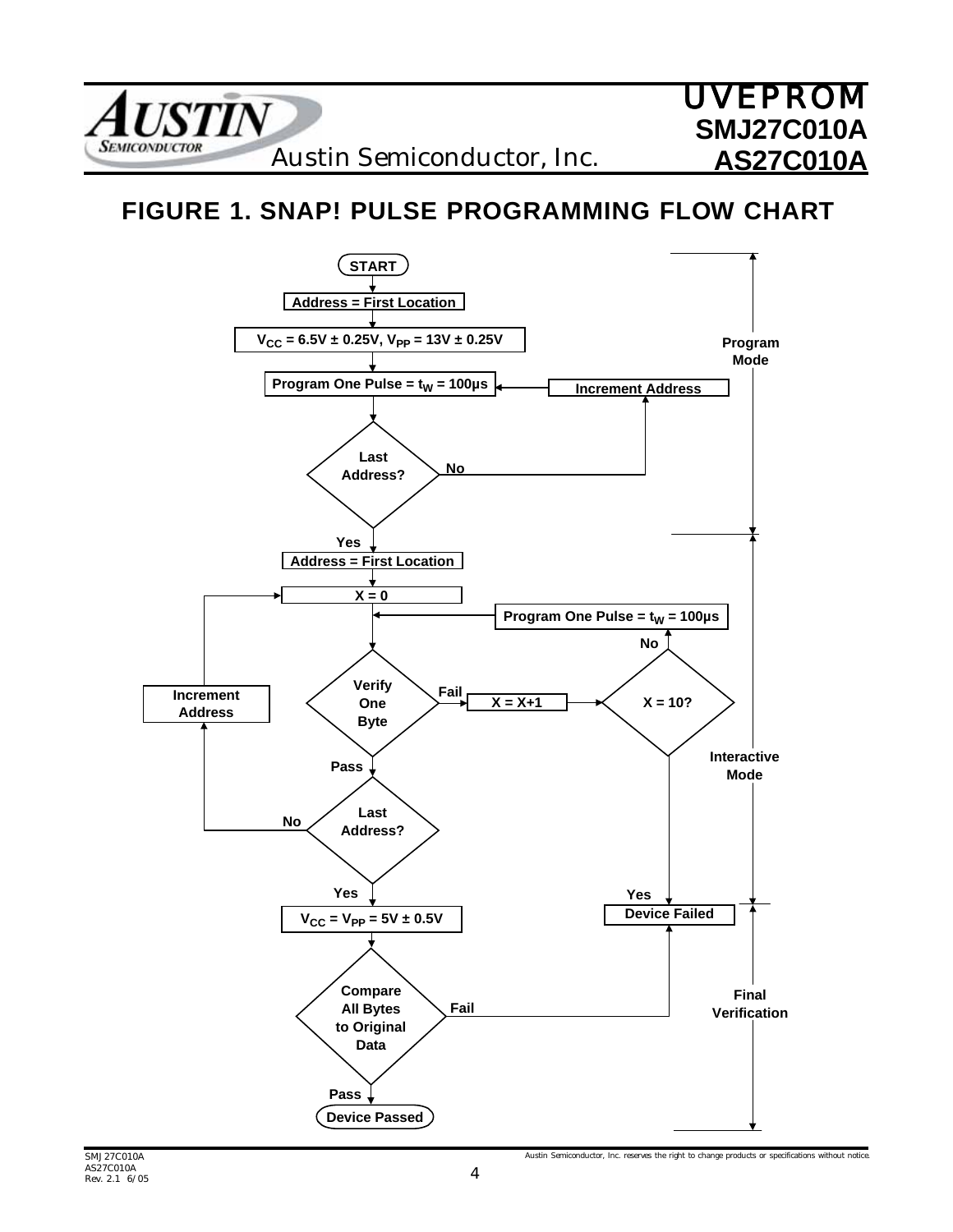# FIGURE 1. SNAP! PULSE PROGRAMMING FLOW CHART

**Program Mode**

- START
- Address = First Location
- $V_{CC}$ = 6.5V ± 0.25V, $V_{PP}$ = 13V ± 0.25V
- Program One Pulse = $t_W$ = 100µs
- Last Address?
  - No → Increment Address → Program One Pulse = $t_W$ = 100µs
  - Yes → continue

**Interactive Mode**

- Address = First Location
- X = 0
- Verify One Byte
  - Fail → X = X+1 → X = 10?
    - No → Program One Pulse = $t_W$ = 100µs → Verify One Byte
    - Yes → Device Failed
  - Pass → Last Address?
    - No → Increment Address → X = 0
    - Yes → continue

**Final Verification**

- $V_{CC}$ = $V_{PP}$ = 5V ± 0.5V
- Compare All Bytes to Original Data
  - Fail → Device Failed
  - Pass → Device Passed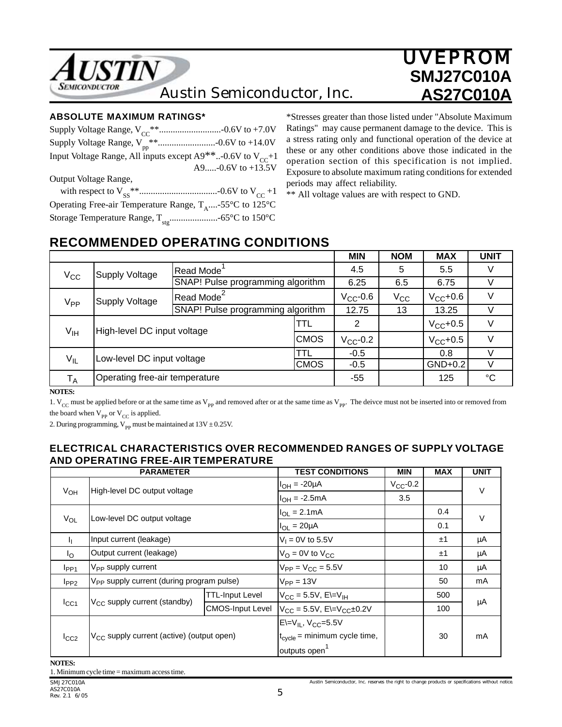### ABSOLUTE MAXIMUM RATINGS*

Supply Voltage Range, $V_{CC}$**...........................-0.6V to +7.0V
Supply Voltage Range, $V_{pp}$**.........................-0.6V to +14.0V
Input Voltage Range, All inputs except A9**..-0.6V to $V_{CC}$+1
A9.....-0.6V to +13.5V
Output Voltage Range,
with respect to $V_{SS}$**..................................-0.6V to $V_{CC}$ +1
Operating Free-air Temperature Range, $T_A$....-55°C to 125°C
Storage Temperature Range, $T_{stg}$.....................-65°C to 150°C

*Stresses greater than those listed under "Absolute Maximum Ratings" may cause permanent damage to the device. This is a stress rating only and functional operation of the device at these or any other conditions above those indicated in the operation section of this specification is not implied. Exposure to absolute maximum rating conditions for extended periods may affect reliability.

** All voltage values are with respect to GND.

## RECOMMENDED OPERATING CONDITIONS

| | | | | MIN | NOM | MAX | UNIT |
|---|---|---|---|---|---|---|---|
| $V_{CC}$ | Supply Voltage | Read Mode[1] | | 4.5 | 5 | 5.5 | V |
| | | SNAP! Pulse programming algorithm | | 6.25 | 6.5 | 6.75 | V |
| $V_{PP}$ | Supply Voltage | Read Mode[2] | | $V_{CC}$-0.6 | $V_{CC}$ | $V_{CC}$+0.6 | V |
| | | SNAP! Pulse programming algorithm | | 12.75 | 13 | 13.25 | V |
| $V_{IH}$ | High-level DC input voltage | | TTL | 2 | | $V_{CC}$+0.5 | V |
| | | | CMOS | $V_{CC}$-0.2 | | $V_{CC}$+0.5 | V |
| $V_{IL}$ | Low-level DC input voltage | | TTL | -0.5 | | 0.8 | V |
| | | | CMOS | -0.5 | | GND+0.2 | V |
| $T_A$ | Operating free-air temperature | | | -55 | | 125 | °C |

**NOTES:**

1. $V_{CC}$ must be applied before or at the same time as $V_{PP}$ and removed after or at the same time as $V_{PP}$. The deivce must not be inserted into or removed from the board when $V_{PP}$ or $V_{CC}$ is applied.

2. During programming, $V_{PP}$ must be maintained at 13V ± 0.25V.

### ELECTRICAL CHARACTERISTICS OVER RECOMMENDED RANGES OF SUPPLY VOLTAGE AND OPERATING FREE-AIR TEMPERATURE

| PARAMETER | | | TEST CONDITIONS | MIN | MAX | UNIT |
|---|---|---|---|---|---|---|
| $V_{OH}$ | High-level DC output voltage | | $I_{OH}$ = -20µA | $V_{CC}$-0.2 | | V |
| | | | $I_{OH}$ = -2.5mA | 3.5 | | |
| $V_{OL}$ | Low-level DC output voltage | | $I_{OL}$ = 2.1mA | | 0.4 | V |
| | | | $I_{OL}$ = 20µA | | 0.1 | |
| $I_I$ | Input current (leakage) | | $V_I$ = 0V to 5.5V | | ±1 | µA |
| $I_O$ | Output current (leakage) | | $V_O$ = 0V to $V_{CC}$ | | ±1 | µA |
| $I_{PP1}$ | $V_{PP}$ supply current | | $V_{PP}$ = $V_{CC}$ = 5.5V | | 10 | µA |
| $I_{PP2}$ | $V_{PP}$ supply current (during program pulse) | | $V_{PP}$ = 13V | | 50 | mA |
| $I_{CC1}$ | $V_{CC}$ supply current (standby) | TTL-Input Level | $V_{CC}$ = 5.5V, E\=$V_{IH}$ | | 500 | µA |
| | | CMOS-Input Level | $V_{CC}$ = 5.5V, E\=$V_{CC}$±0.2V | | 100 | |
| $I_{CC2}$ | $V_{CC}$ supply current (active) (output open) | | E\=$V_{IL}$, $V_{CC}$=5.5V $t_{cycle}$ = minimum cycle time, outputs open[1] | | 30 | mA |

**NOTES:**

1. Minimum cycle time = maximum access time.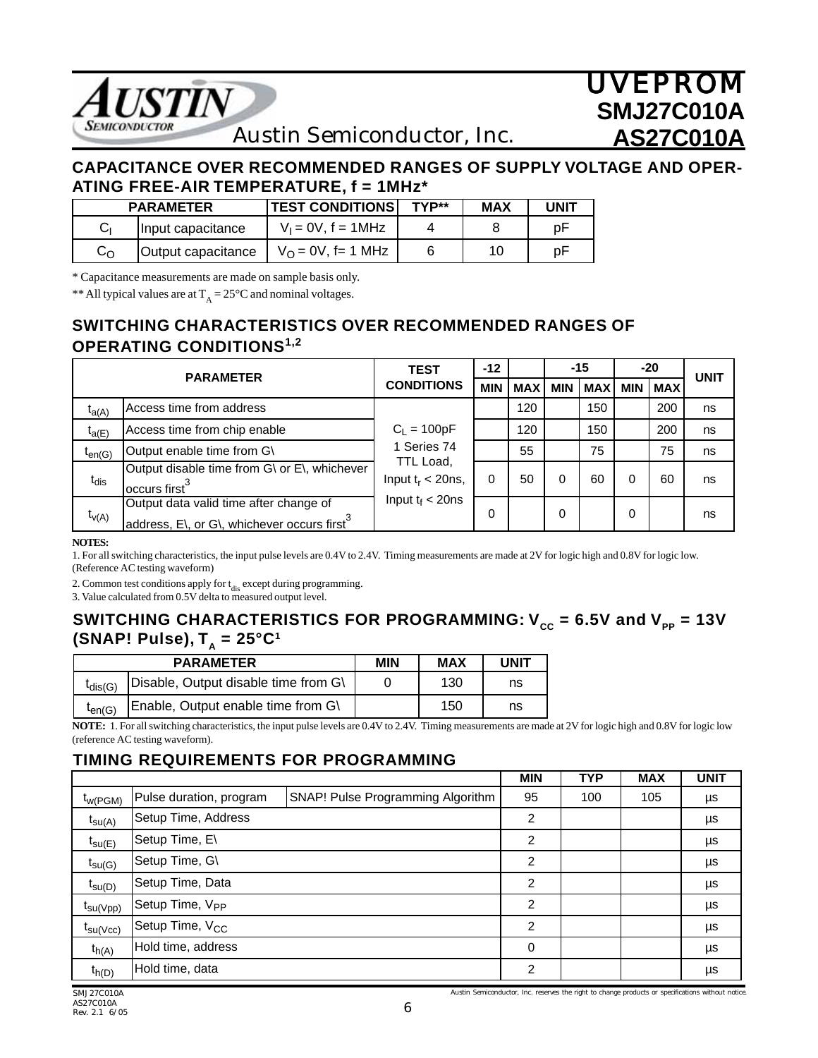## CAPACITANCE OVER RECOMMENDED RANGES OF SUPPLY VOLTAGE AND OPERATING FREE-AIR TEMPERATURE, f = 1MHz*

| PARAMETER | | TEST CONDITIONS | TYP** | MAX | UNIT |
|---|---|---|---|---|---|
| $C_I$ | Input capacitance | $V_I$ = 0V, f = 1MHz | 4 | 8 | pF |
| $C_O$ | Output capacitance | $V_O$ = 0V, f= 1 MHz | 6 | 10 | pF |

\* Capacitance measurements are made on sample basis only.

\*\* All typical values are at $T_A$ = 25°C and nominal voltages.

## SWITCHING CHARACTERISTICS OVER RECOMMENDED RANGES OF OPERATING CONDITIONS[1,2]

| PARAMETER | | TEST CONDITIONS | -12 MIN | -12 MAX | -15 MIN | -15 MAX | -20 MIN | -20 MAX | UNIT |
|---|---|---|---|---|---|---|---|---|---|
| $t_{a(A)}$ | Access time from address | $C_L$ = 100pF 1 Series 74 TTL Load, Input $t_r$ < 20ns, Input $t_f$ < 20ns | | 120 | | 150 | | 200 | ns |
| $t_{a(E)}$ | Access time from chip enable | | | 120 | | 150 | | 200 | ns |
| $t_{en(G)}$ | Output enable time from G\ | | | 55 | | 75 | | 75 | ns |
| $t_{dis}$ | Output disable time from G\ or E\, whichever occurs first[3] | | 0 | 50 | 0 | 60 | 0 | 60 | ns |
| $t_{v(A)}$ | Output data valid time after change of address, E\, or G\, whichever occurs first[3] | | 0 | | 0 | | 0 | | ns |

**NOTES:**

1. For all switching characteristics, the input pulse levels are 0.4V to 2.4V. Timing measurements are made at 2V for logic high and 0.8V for logic low. (Reference AC testing waveform)
2. Common test conditions apply for $t_{dis}$ except during programming.
3. Value calculated from 0.5V delta to measured output level.

## SWITCHING CHARACTERISTICS FOR PROGRAMMING: $V_{CC}$ = 6.5V and $V_{PP}$ = 13V (SNAP! Pulse), $T_A$ = 25°C[1]

| PARAMETER | | MIN | MAX | UNIT |
|---|---|---|---|---|
| $t_{dis(G)}$ | Disable, Output disable time from G\ | 0 | 130 | ns |
| $t_{en(G)}$ | Enable, Output enable time from G\ | | 150 | ns |

**NOTE:** 1. For all switching characteristics, the input pulse levels are 0.4V to 2.4V. Timing measurements are made at 2V for logic high and 0.8V for logic low (reference AC testing waveform).

## TIMING REQUIREMENTS FOR PROGRAMMING

| | | | MIN | TYP | MAX | UNIT |
|---|---|---|---|---|---|---|
| $t_{w(PGM)}$ | Pulse duration, program | SNAP! Pulse Programming Algorithm | 95 | 100 | 105 | µs |
| $t_{su(A)}$ | Setup Time, Address | | 2 | | | µs |
| $t_{su(E)}$ | Setup Time, E\ | | 2 | | | µs |
| $t_{su(G)}$ | Setup Time, G\ | | 2 | | | µs |
| $t_{su(D)}$ | Setup Time, Data | | 2 | | | µs |
| $t_{su(Vpp)}$ | Setup Time, $V_{PP}$ | | 2 | | | µs |
| $t_{su(Vcc)}$ | Setup Time, $V_{CC}$ | | 2 | | | µs |
| $t_{h(A)}$ | Hold time, address | | 0 | | | µs |
| $t_{h(D)}$ | Hold time, data | | 2 | | | µs |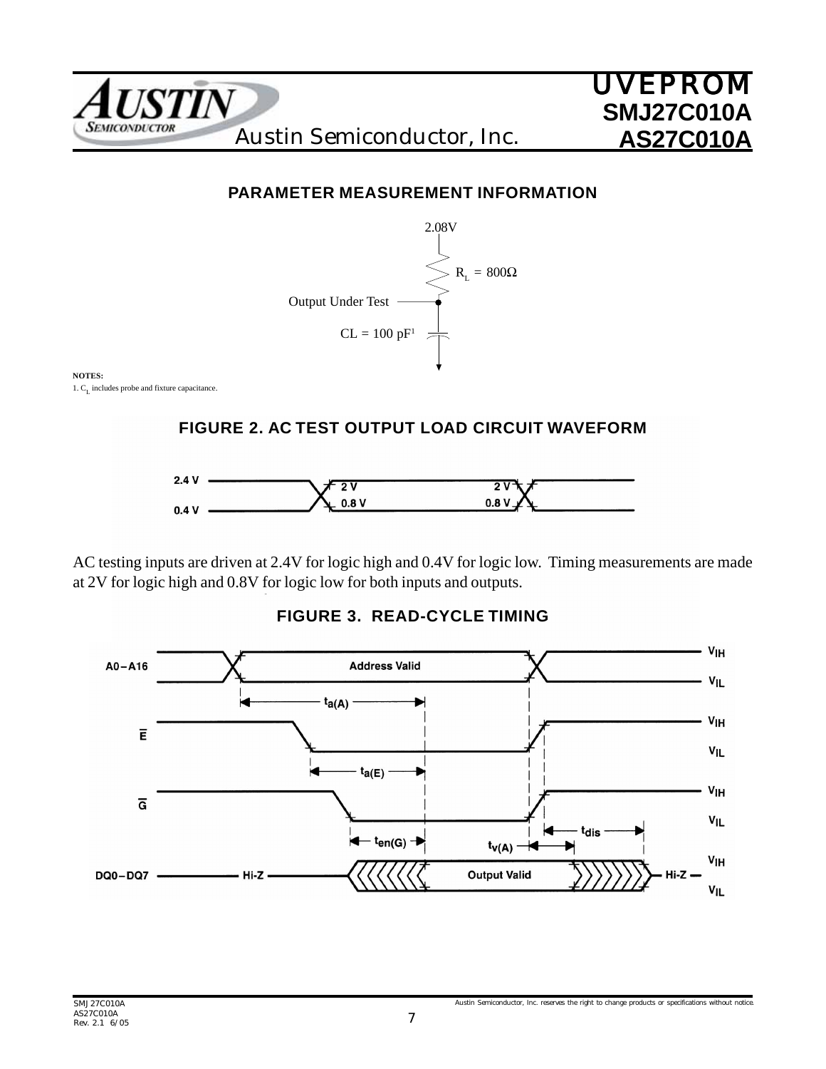## PARAMETER MEASUREMENT INFORMATION

2.08V

$R_L = 800\Omega$

Output Under Test

CL = 100 pF[1]

**NOTES:**

1. $C_L$ includes probe and fixture capacitance.

### FIGURE 2. AC TEST OUTPUT LOAD CIRCUIT WAVEFORM

2.4 V

0.4 V

2 V

0.8 V

2 V

0.8 V

AC testing inputs are driven at 2.4V for logic high and 0.4V for logic low. Timing measurements are made at 2V for logic high and 0.8V for logic low for both inputs and outputs.

### FIGURE 3. READ-CYCLE TIMING

A0–A16 Address Valid

$\overline{E}$

$\overline{G}$

DQ0–DQ7 Hi-Z Output Valid Hi-Z

$t_{a(A)}$

$t_{a(E)}$

$t_{en(G)}$

$t_{v(A)}$

$t_{dis}$

$V_{IH}$

$V_{IL}$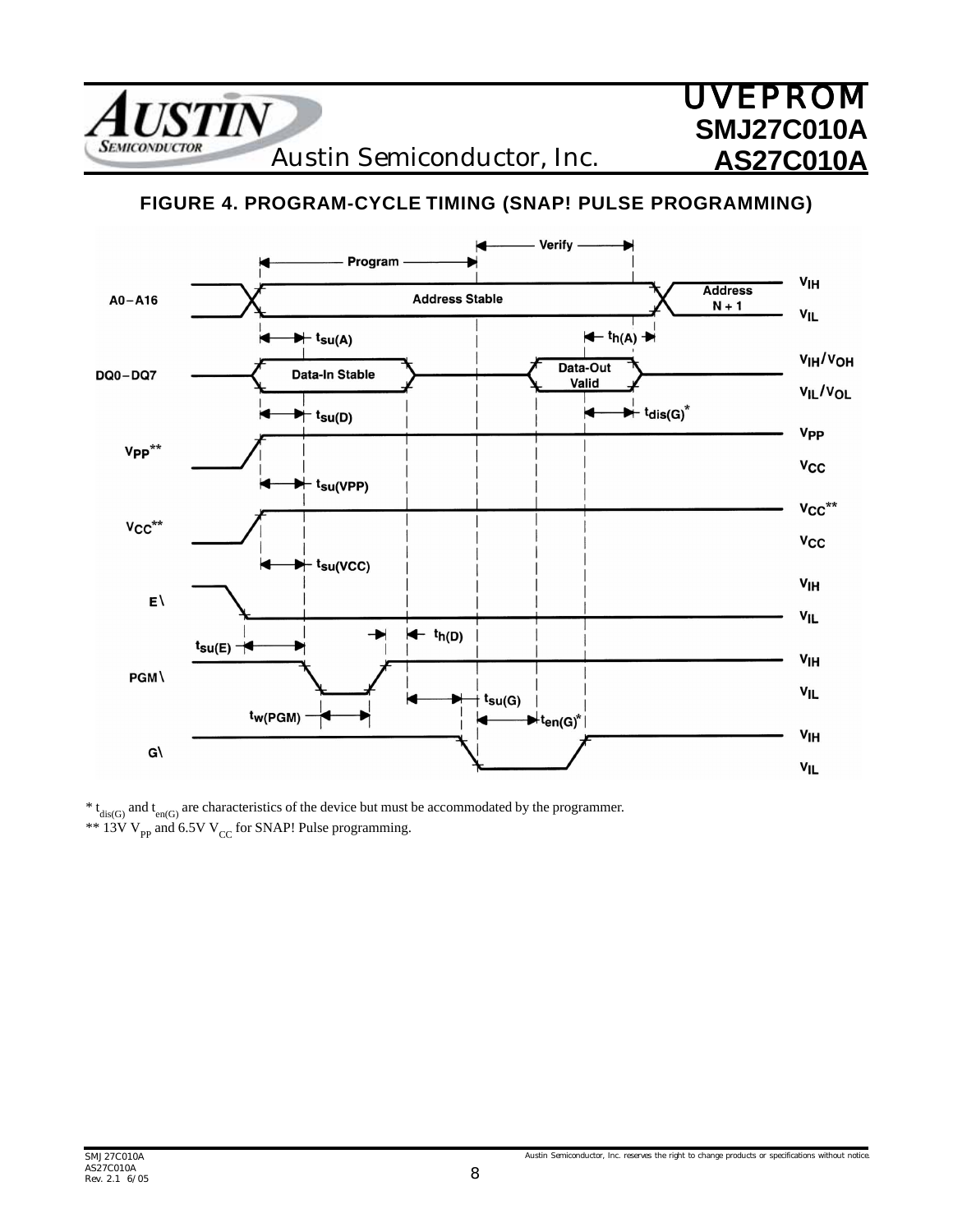## FIGURE 4. PROGRAM-CYCLE TIMING (SNAP! PULSE PROGRAMMING)

\* $t_{dis(G)}$ and $t_{en(G)}$ are characteristics of the device but must be accommodated by the programmer.

\*\* 13V $V_{PP}$ and 6.5V $V_{CC}$ for SNAP! Pulse programming.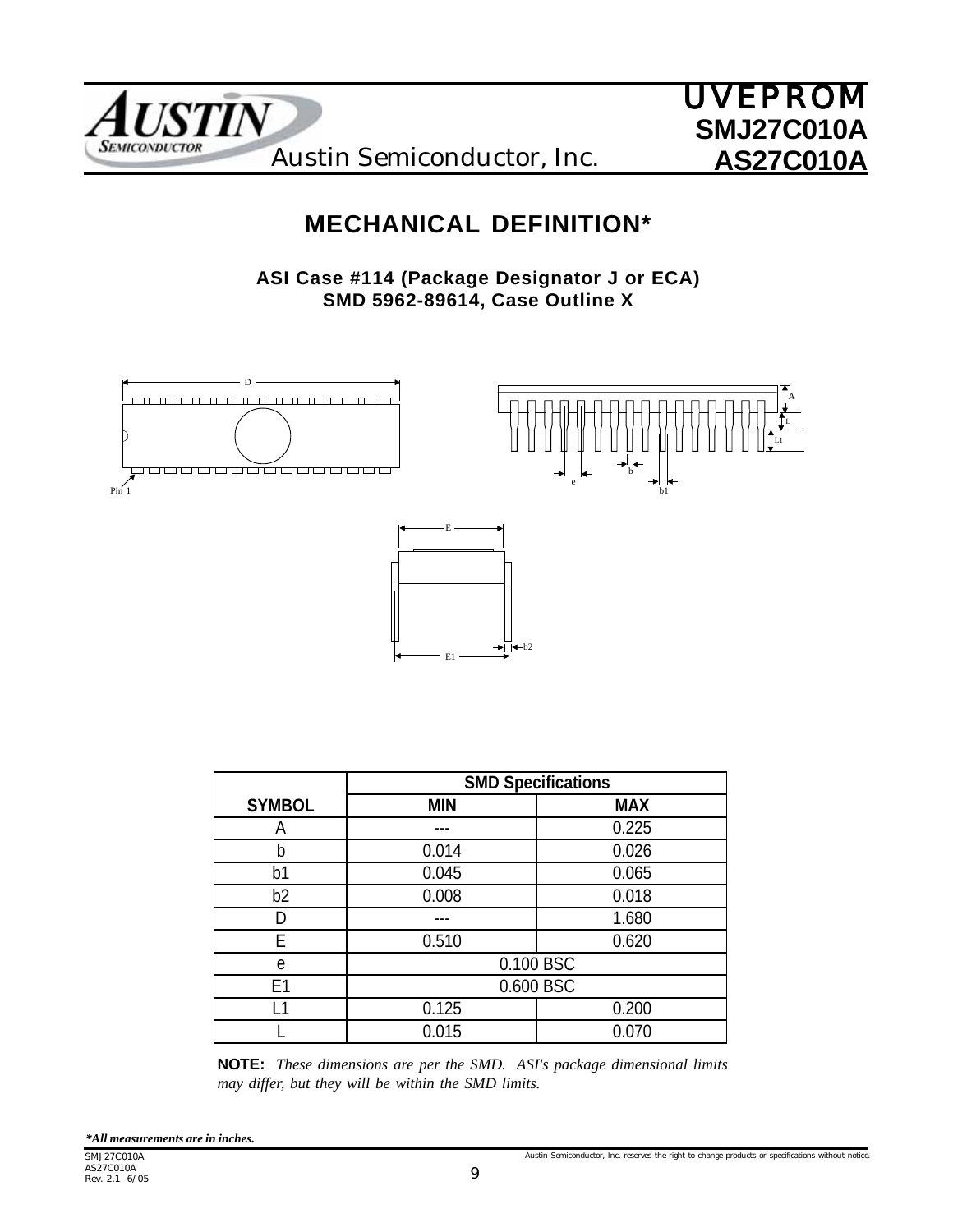## MECHANICAL DEFINITION*

**ASI Case #114 (Package Designator J or ECA)**
**SMD 5962-89614, Case Outline X**

| SYMBOL | SMD Specifications | |
|---|---|---|
| | MIN | MAX |
| A | --- | 0.225 |
| b | 0.014 | 0.026 |
| b1 | 0.045 | 0.065 |
| b2 | 0.008 | 0.018 |
| D | --- | 1.680 |
| E | 0.510 | 0.620 |
| e | 0.100 BSC | |
| E1 | 0.600 BSC | |
| L1 | 0.125 | 0.200 |
| L | 0.015 | 0.070 |

**NOTE:** *These dimensions are per the SMD. ASI's package dimensional limits may differ, but they will be within the SMD limits.*

***All measurements are in inches.***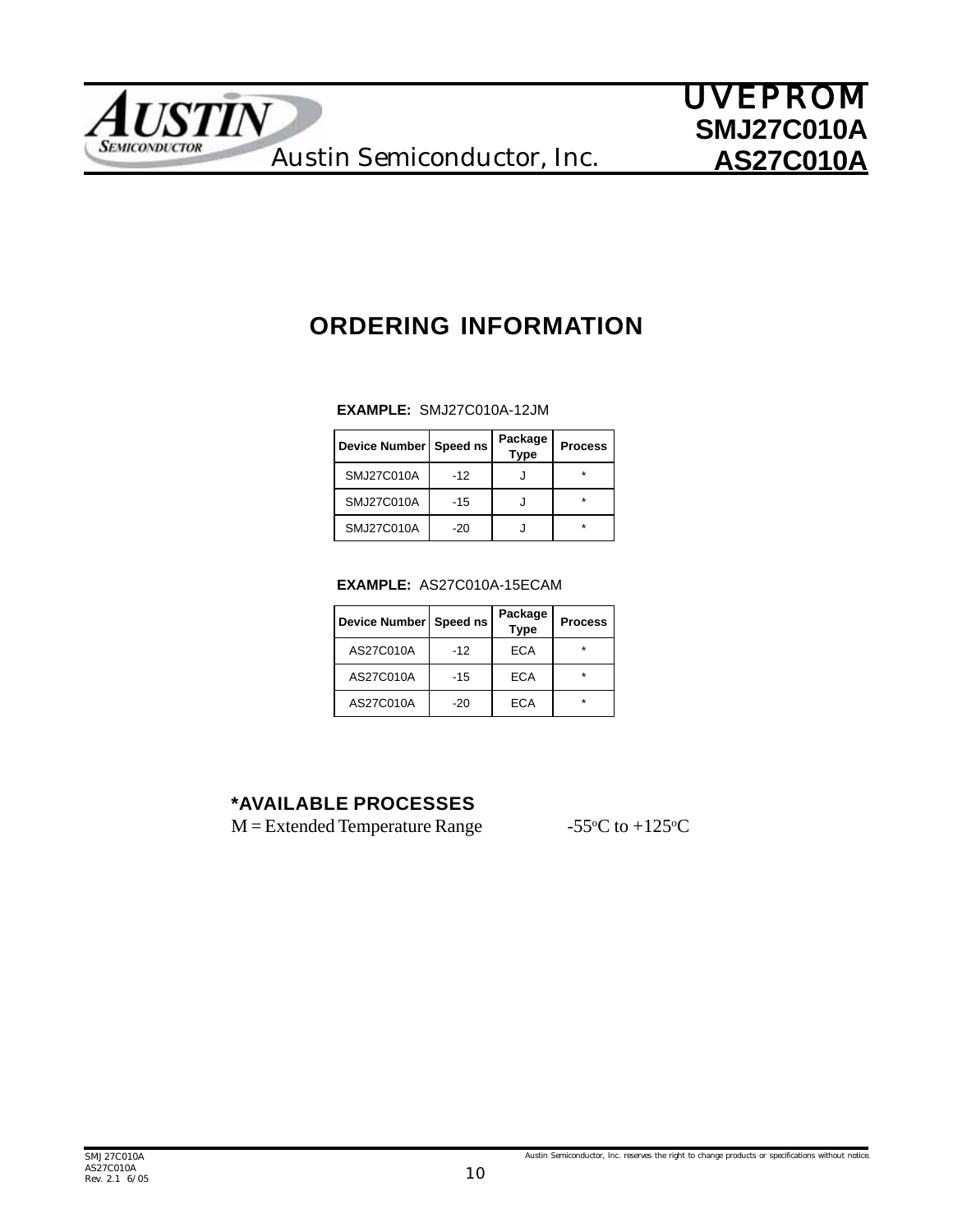# ORDERING INFORMATION

**EXAMPLE:** SMJ27C010A-12JM

| Device Number | Speed ns | Package Type | Process |
|---|---|---|---|
| SMJ27C010A | -12 | J | * |
| SMJ27C010A | -15 | J | * |
| SMJ27C010A | -20 | J | * |

**EXAMPLE:** AS27C010A-15ECAM

| Device Number | Speed ns | Package Type | Process |
|---|---|---|---|
| AS27C010A | -12 | ECA | * |
| AS27C010A | -15 | ECA | * |
| AS27C010A | -20 | ECA | * |

### *AVAILABLE PROCESSES

M = Extended Temperature Range -55°C to +125°C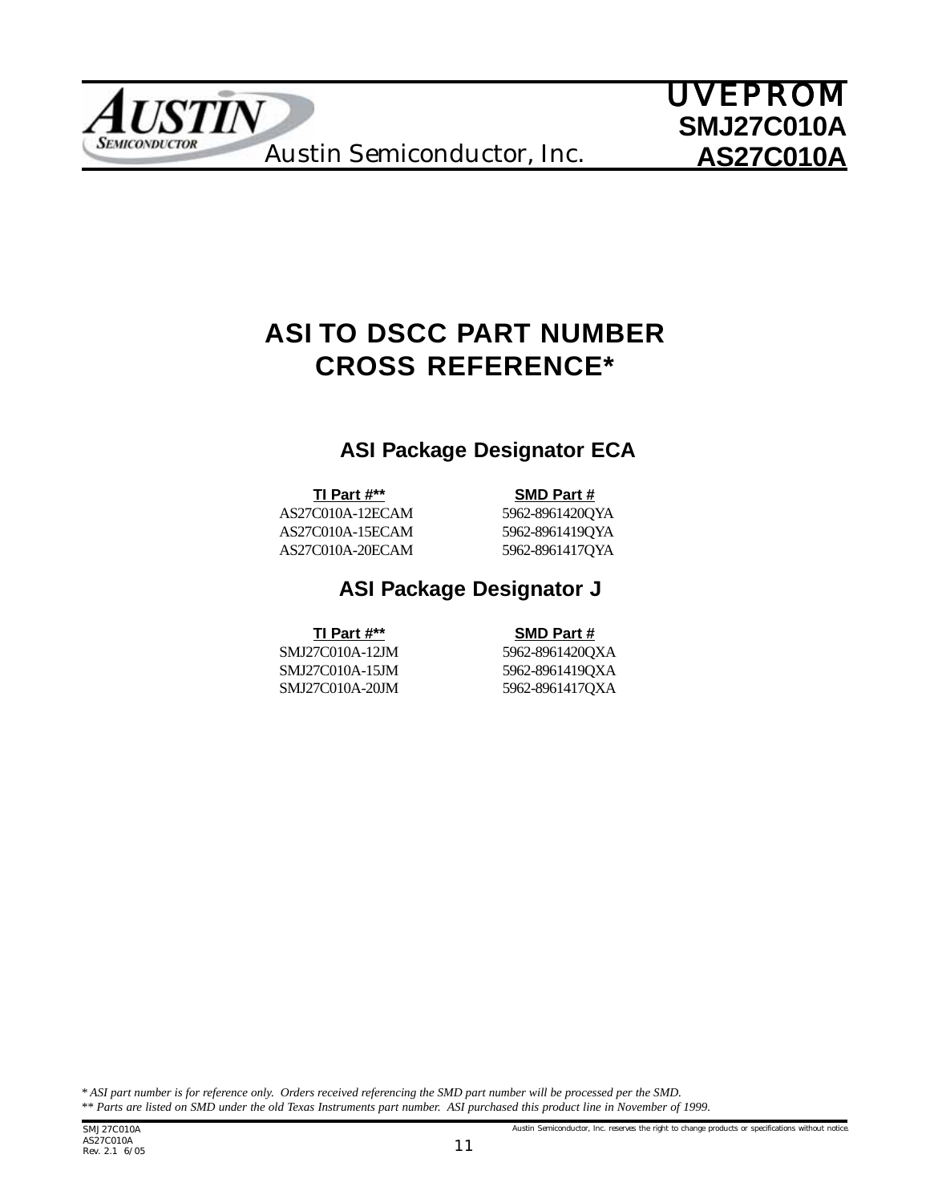# ASI TO DSCC PART NUMBER CROSS REFERENCE*

## ASI Package Designator ECA

| TI Part #** | SMD Part # |
|---|---|
| AS27C010A-12ECAM | 5962-8961420QYA |
| AS27C010A-15ECAM | 5962-8961419QYA |
| AS27C010A-20ECAM | 5962-8961417QYA |

## ASI Package Designator J

| TI Part #** | SMD Part # |
|---|---|
| SMJ27C010A-12JM | 5962-8961420QXA |
| SMJ27C010A-15JM | 5962-8961419QXA |
| SMJ27C010A-20JM | 5962-8961417QXA |

* *ASI part number is for reference only. Orders received referencing the SMD part number will be processed per the SMD.*

** *Parts are listed on SMD under the old Texas Instruments part number. ASI purchased this product line in November of 1999.*